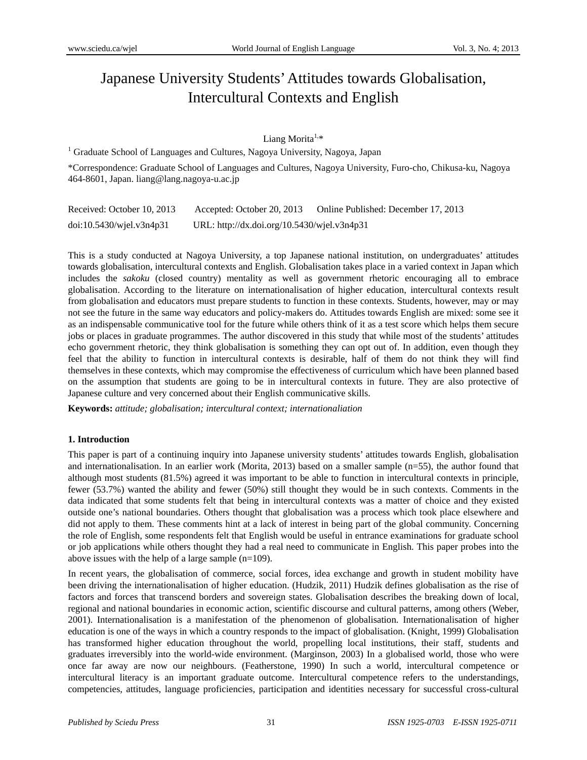# Japanese University Students' Attitudes towards Globalisation, Intercultural Contexts and English

Liang Morita[1,*]

[1] Graduate School of Languages and Cultures, Nagoya University, Nagoya, Japan

*Correspondence: Graduate School of Languages and Cultures, Nagoya University, Furo-cho, Chikusa-ku, Nagoya 464-8601, Japan. liang@lang.nagoya-u.ac.jp

Received: October 10, 2013 Accepted: October 20, 2013 Online Published: December 17, 2013

doi:10.5430/wjel.v3n4p31 URL: http://dx.doi.org/10.5430/wjel.v3n4p31

This is a study conducted at Nagoya University, a top Japanese national institution, on undergraduates' attitudes towards globalisation, intercultural contexts and English. Globalisation takes place in a varied context in Japan which includes the *sakoku* (closed country) mentality as well as government rhetoric encouraging all to embrace globalisation. According to the literature on internationalisation of higher education, intercultural contexts result from globalisation and educators must prepare students to function in these contexts. Students, however, may or may not see the future in the same way educators and policy-makers do. Attitudes towards English are mixed: some see it as an indispensable communicative tool for the future while others think of it as a test score which helps them secure jobs or places in graduate programmes. The author discovered in this study that while most of the students' attitudes echo government rhetoric, they think globalisation is something they can opt out of. In addition, even though they feel that the ability to function in intercultural contexts is desirable, half of them do not think they will find themselves in these contexts, which may compromise the effectiveness of curriculum which have been planned based on the assumption that students are going to be in intercultural contexts in future. They are also protective of Japanese culture and very concerned about their English communicative skills.

**Keywords:** *attitude; globalisation; intercultural context; internationaliation*

## 1. Introduction

This paper is part of a continuing inquiry into Japanese university students' attitudes towards English, globalisation and internationalisation. In an earlier work (Morita, 2013) based on a smaller sample (n=55), the author found that although most students (81.5%) agreed it was important to be able to function in intercultural contexts in principle, fewer (53.7%) wanted the ability and fewer (50%) still thought they would be in such contexts. Comments in the data indicated that some students felt that being in intercultural contexts was a matter of choice and they existed outside one's national boundaries. Others thought that globalisation was a process which took place elsewhere and did not apply to them. These comments hint at a lack of interest in being part of the global community. Concerning the role of English, some respondents felt that English would be useful in entrance examinations for graduate school or job applications while others thought they had a real need to communicate in English. This paper probes into the above issues with the help of a large sample (n=109).

In recent years, the globalisation of commerce, social forces, idea exchange and growth in student mobility have been driving the internationalisation of higher education. (Hudzik, 2011) Hudzik defines globalisation as the rise of factors and forces that transcend borders and sovereign states. Globalisation describes the breaking down of local, regional and national boundaries in economic action, scientific discourse and cultural patterns, among others (Weber, 2001). Internationalisation is a manifestation of the phenomenon of globalisation. Internationalisation of higher education is one of the ways in which a country responds to the impact of globalisation. (Knight, 1999) Globalisation has transformed higher education throughout the world, propelling local institutions, their staff, students and graduates irreversibly into the world-wide environment. (Marginson, 2003) In a globalised world, those who were once far away are now our neighbours. (Featherstone, 1990) In such a world, intercultural competence or intercultural literacy is an important graduate outcome. Intercultural competence refers to the understandings, competencies, attitudes, language proficiencies, participation and identities necessary for successful cross-cultural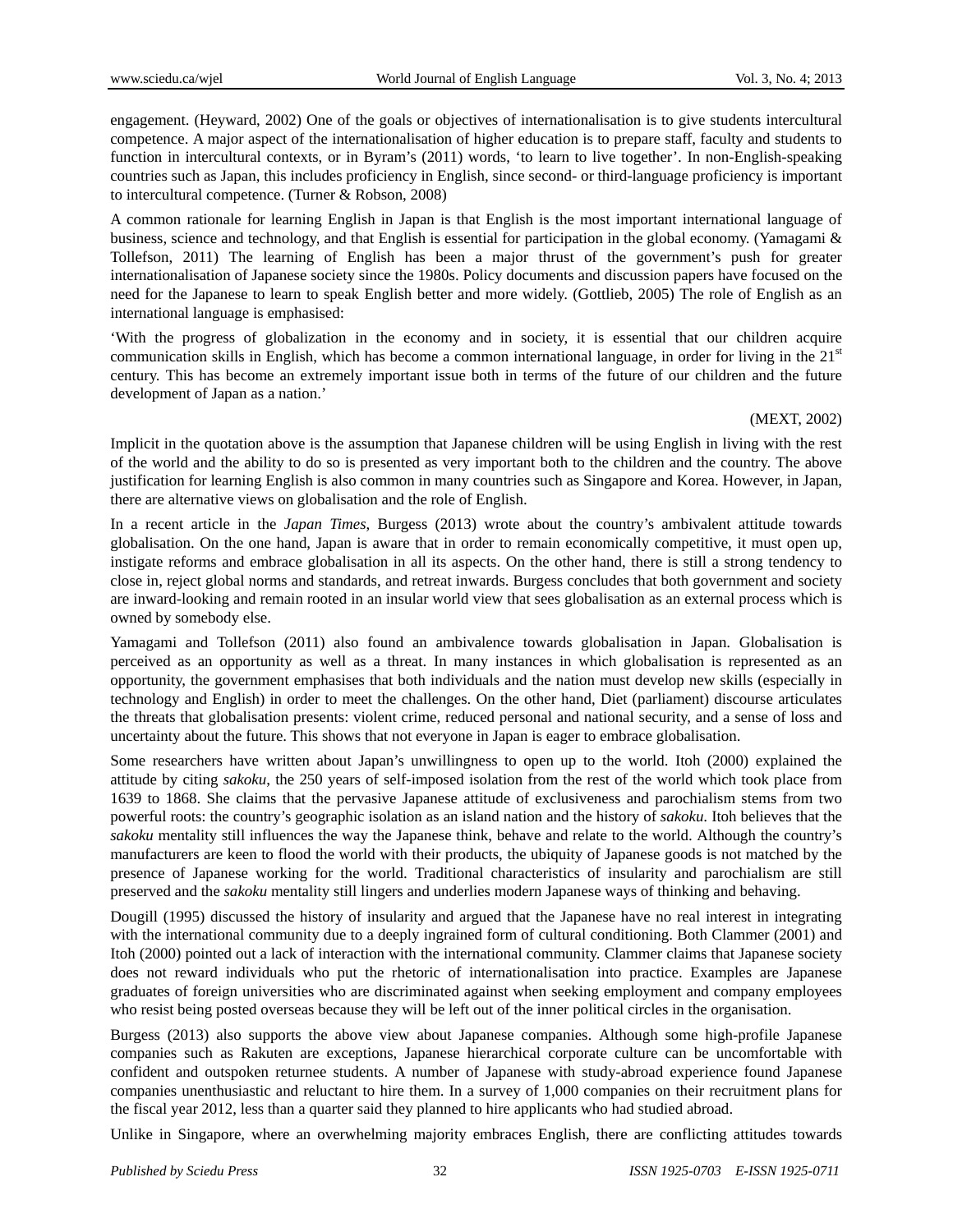engagement. (Heyward, 2002) One of the goals or objectives of internationalisation is to give students intercultural competence. A major aspect of the internationalisation of higher education is to prepare staff, faculty and students to function in intercultural contexts, or in Byram's (2011) words, 'to learn to live together'. In non-English-speaking countries such as Japan, this includes proficiency in English, since second- or third-language proficiency is important to intercultural competence. (Turner & Robson, 2008)

A common rationale for learning English in Japan is that English is the most important international language of business, science and technology, and that English is essential for participation in the global economy. (Yamagami & Tollefson, 2011) The learning of English has been a major thrust of the government's push for greater internationalisation of Japanese society since the 1980s. Policy documents and discussion papers have focused on the need for the Japanese to learn to speak English better and more widely. (Gottlieb, 2005) The role of English as an international language is emphasised:

'With the progress of globalization in the economy and in society, it is essential that our children acquire communication skills in English, which has become a common international language, in order for living in the 21st century. This has become an extremely important issue both in terms of the future of our children and the future development of Japan as a nation.'

(MEXT, 2002)

Implicit in the quotation above is the assumption that Japanese children will be using English in living with the rest of the world and the ability to do so is presented as very important both to the children and the country. The above justification for learning English is also common in many countries such as Singapore and Korea. However, in Japan, there are alternative views on globalisation and the role of English.

In a recent article in the *Japan Times*, Burgess (2013) wrote about the country's ambivalent attitude towards globalisation. On the one hand, Japan is aware that in order to remain economically competitive, it must open up, instigate reforms and embrace globalisation in all its aspects. On the other hand, there is still a strong tendency to close in, reject global norms and standards, and retreat inwards. Burgess concludes that both government and society are inward-looking and remain rooted in an insular world view that sees globalisation as an external process which is owned by somebody else.

Yamagami and Tollefson (2011) also found an ambivalence towards globalisation in Japan. Globalisation is perceived as an opportunity as well as a threat. In many instances in which globalisation is represented as an opportunity, the government emphasises that both individuals and the nation must develop new skills (especially in technology and English) in order to meet the challenges. On the other hand, Diet (parliament) discourse articulates the threats that globalisation presents: violent crime, reduced personal and national security, and a sense of loss and uncertainty about the future. This shows that not everyone in Japan is eager to embrace globalisation.

Some researchers have written about Japan's unwillingness to open up to the world. Itoh (2000) explained the attitude by citing *sakoku*, the 250 years of self-imposed isolation from the rest of the world which took place from 1639 to 1868. She claims that the pervasive Japanese attitude of exclusiveness and parochialism stems from two powerful roots: the country's geographic isolation as an island nation and the history of *sakoku*. Itoh believes that the *sakoku* mentality still influences the way the Japanese think, behave and relate to the world. Although the country's manufacturers are keen to flood the world with their products, the ubiquity of Japanese goods is not matched by the presence of Japanese working for the world. Traditional characteristics of insularity and parochialism are still preserved and the *sakoku* mentality still lingers and underlies modern Japanese ways of thinking and behaving.

Dougill (1995) discussed the history of insularity and argued that the Japanese have no real interest in integrating with the international community due to a deeply ingrained form of cultural conditioning. Both Clammer (2001) and Itoh (2000) pointed out a lack of interaction with the international community. Clammer claims that Japanese society does not reward individuals who put the rhetoric of internationalisation into practice. Examples are Japanese graduates of foreign universities who are discriminated against when seeking employment and company employees who resist being posted overseas because they will be left out of the inner political circles in the organisation.

Burgess (2013) also supports the above view about Japanese companies. Although some high-profile Japanese companies such as Rakuten are exceptions, Japanese hierarchical corporate culture can be uncomfortable with confident and outspoken returnee students. A number of Japanese with study-abroad experience found Japanese companies unenthusiastic and reluctant to hire them. In a survey of 1,000 companies on their recruitment plans for the fiscal year 2012, less than a quarter said they planned to hire applicants who had studied abroad.

Unlike in Singapore, where an overwhelming majority embraces English, there are conflicting attitudes towards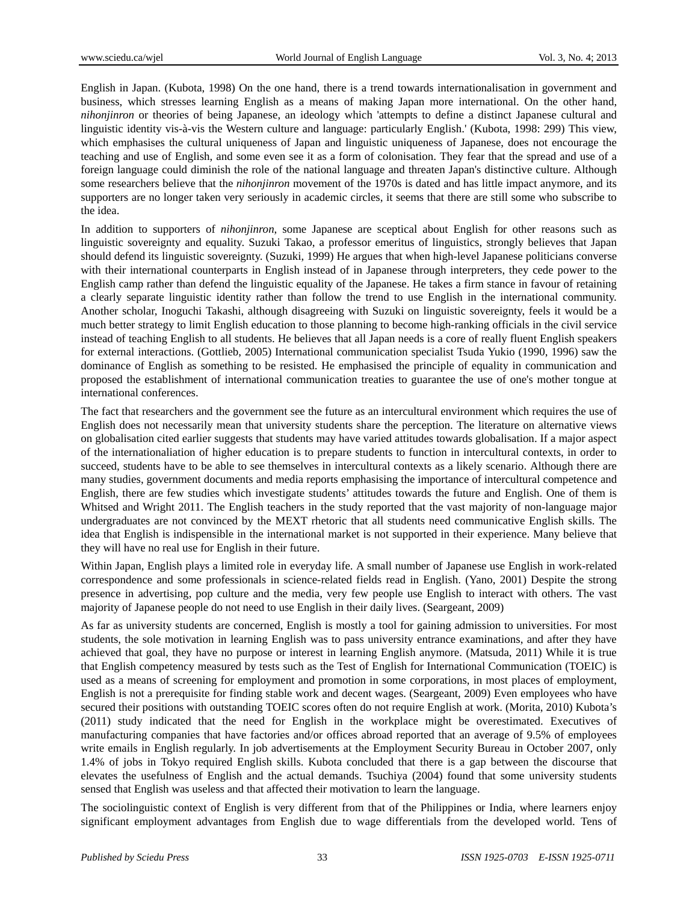English in Japan. (Kubota, 1998) On the one hand, there is a trend towards internationalisation in government and business, which stresses learning English as a means of making Japan more international. On the other hand, *nihonjinron* or theories of being Japanese, an ideology which 'attempts to define a distinct Japanese cultural and linguistic identity vis-à-vis the Western culture and language: particularly English.' (Kubota, 1998: 299) This view, which emphasises the cultural uniqueness of Japan and linguistic uniqueness of Japanese, does not encourage the teaching and use of English, and some even see it as a form of colonisation. They fear that the spread and use of a foreign language could diminish the role of the national language and threaten Japan's distinctive culture. Although some researchers believe that the *nihonjinron* movement of the 1970s is dated and has little impact anymore, and its supporters are no longer taken very seriously in academic circles, it seems that there are still some who subscribe to the idea.

In addition to supporters of *nihonjinron*, some Japanese are sceptical about English for other reasons such as linguistic sovereignty and equality. Suzuki Takao, a professor emeritus of linguistics, strongly believes that Japan should defend its linguistic sovereignty. (Suzuki, 1999) He argues that when high-level Japanese politicians converse with their international counterparts in English instead of in Japanese through interpreters, they cede power to the English camp rather than defend the linguistic equality of the Japanese. He takes a firm stance in favour of retaining a clearly separate linguistic identity rather than follow the trend to use English in the international community. Another scholar, Inoguchi Takashi, although disagreeing with Suzuki on linguistic sovereignty, feels it would be a much better strategy to limit English education to those planning to become high-ranking officials in the civil service instead of teaching English to all students. He believes that all Japan needs is a core of really fluent English speakers for external interactions. (Gottlieb, 2005) International communication specialist Tsuda Yukio (1990, 1996) saw the dominance of English as something to be resisted. He emphasised the principle of equality in communication and proposed the establishment of international communication treaties to guarantee the use of one's mother tongue at international conferences.

The fact that researchers and the government see the future as an intercultural environment which requires the use of English does not necessarily mean that university students share the perception. The literature on alternative views on globalisation cited earlier suggests that students may have varied attitudes towards globalisation. If a major aspect of the internationaliation of higher education is to prepare students to function in intercultural contexts, in order to succeed, students have to be able to see themselves in intercultural contexts as a likely scenario. Although there are many studies, government documents and media reports emphasising the importance of intercultural competence and English, there are few studies which investigate students' attitudes towards the future and English. One of them is Whitsed and Wright 2011. The English teachers in the study reported that the vast majority of non-language major undergraduates are not convinced by the MEXT rhetoric that all students need communicative English skills. The idea that English is indispensible in the international market is not supported in their experience. Many believe that they will have no real use for English in their future.

Within Japan, English plays a limited role in everyday life. A small number of Japanese use English in work-related correspondence and some professionals in science-related fields read in English. (Yano, 2001) Despite the strong presence in advertising, pop culture and the media, very few people use English to interact with others. The vast majority of Japanese people do not need to use English in their daily lives. (Seargeant, 2009)

As far as university students are concerned, English is mostly a tool for gaining admission to universities. For most students, the sole motivation in learning English was to pass university entrance examinations, and after they have achieved that goal, they have no purpose or interest in learning English anymore. (Matsuda, 2011) While it is true that English competency measured by tests such as the Test of English for International Communication (TOEIC) is used as a means of screening for employment and promotion in some corporations, in most places of employment, English is not a prerequisite for finding stable work and decent wages. (Seargeant, 2009) Even employees who have secured their positions with outstanding TOEIC scores often do not require English at work. (Morita, 2010) Kubota's (2011) study indicated that the need for English in the workplace might be overestimated. Executives of manufacturing companies that have factories and/or offices abroad reported that an average of 9.5% of employees write emails in English regularly. In job advertisements at the Employment Security Bureau in October 2007, only 1.4% of jobs in Tokyo required English skills. Kubota concluded that there is a gap between the discourse that elevates the usefulness of English and the actual demands. Tsuchiya (2004) found that some university students sensed that English was useless and that affected their motivation to learn the language.

The sociolinguistic context of English is very different from that of the Philippines or India, where learners enjoy significant employment advantages from English due to wage differentials from the developed world. Tens of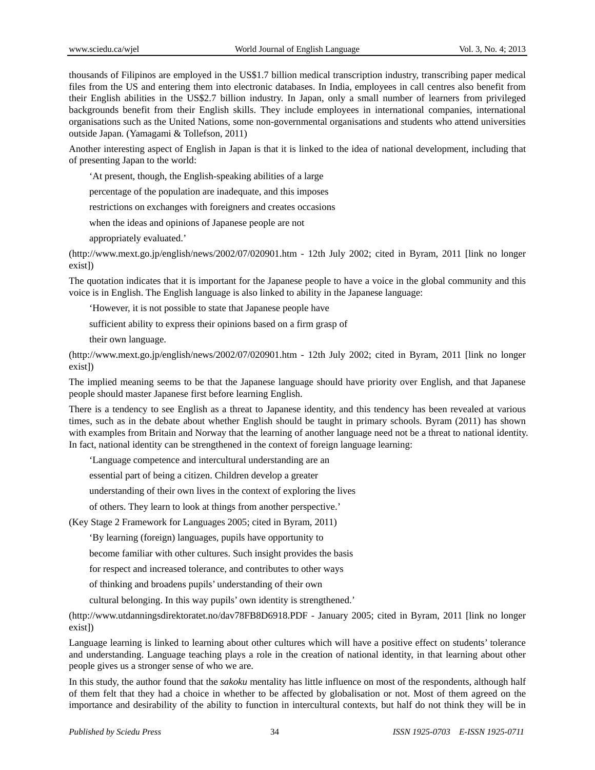thousands of Filipinos are employed in the US$1.7 billion medical transcription industry, transcribing paper medical files from the US and entering them into electronic databases. In India, employees in call centres also benefit from their English abilities in the US$2.7 billion industry. In Japan, only a small number of learners from privileged backgrounds benefit from their English skills. They include employees in international companies, international organisations such as the United Nations, some non-governmental organisations and students who attend universities outside Japan. (Yamagami & Tollefson, 2011)

Another interesting aspect of English in Japan is that it is linked to the idea of national development, including that of presenting Japan to the world:

> 'At present, though, the English-speaking abilities of a large
> percentage of the population are inadequate, and this imposes
> restrictions on exchanges with foreigners and creates occasions
> when the ideas and opinions of Japanese people are not
> appropriately evaluated.'

(http://www.mext.go.jp/english/news/2002/07/020901.htm - 12th July 2002; cited in Byram, 2011 [link no longer exist])

The quotation indicates that it is important for the Japanese people to have a voice in the global community and this voice is in English. The English language is also linked to ability in the Japanese language:

> 'However, it is not possible to state that Japanese people have
> sufficient ability to express their opinions based on a firm grasp of
> their own language.

(http://www.mext.go.jp/english/news/2002/07/020901.htm - 12th July 2002; cited in Byram, 2011 [link no longer exist])

The implied meaning seems to be that the Japanese language should have priority over English, and that Japanese people should master Japanese first before learning English.

There is a tendency to see English as a threat to Japanese identity, and this tendency has been revealed at various times, such as in the debate about whether English should be taught in primary schools. Byram (2011) has shown with examples from Britain and Norway that the learning of another language need not be a threat to national identity. In fact, national identity can be strengthened in the context of foreign language learning:

> 'Language competence and intercultural understanding are an
> essential part of being a citizen. Children develop a greater
> understanding of their own lives in the context of exploring the lives
> of others. They learn to look at things from another perspective.'

(Key Stage 2 Framework for Languages 2005; cited in Byram, 2011)

> 'By learning (foreign) languages, pupils have opportunity to
> become familiar with other cultures. Such insight provides the basis
> for respect and increased tolerance, and contributes to other ways
> of thinking and broadens pupils' understanding of their own
> cultural belonging. In this way pupils' own identity is strengthened.'

(http://www.utdanningsdirektoratet.no/dav78FB8D6918.PDF - January 2005; cited in Byram, 2011 [link no longer exist])

Language learning is linked to learning about other cultures which will have a positive effect on students' tolerance and understanding. Language teaching plays a role in the creation of national identity, in that learning about other people gives us a stronger sense of who we are.

In this study, the author found that the *sakoku* mentality has little influence on most of the respondents, although half of them felt that they had a choice in whether to be affected by globalisation or not. Most of them agreed on the importance and desirability of the ability to function in intercultural contexts, but half do not think they will be in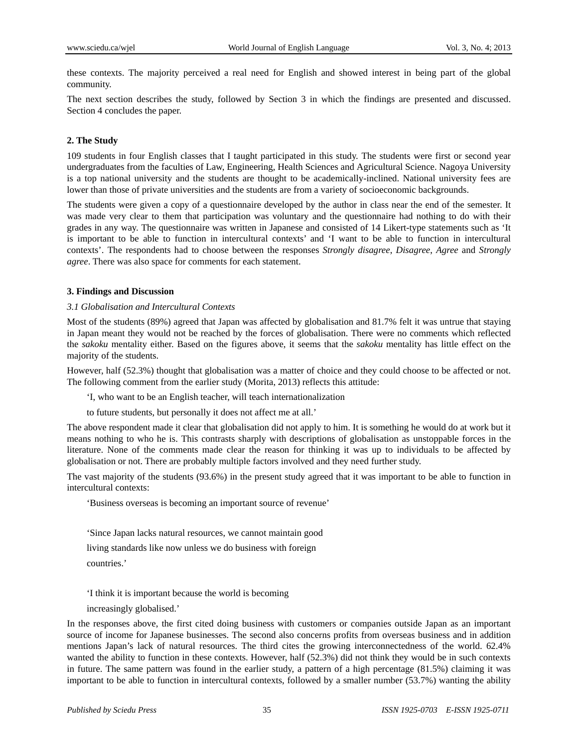these contexts. The majority perceived a real need for English and showed interest in being part of the global community.

The next section describes the study, followed by Section 3 in which the findings are presented and discussed. Section 4 concludes the paper.

## 2. The Study

109 students in four English classes that I taught participated in this study. The students were first or second year undergraduates from the faculties of Law, Engineering, Health Sciences and Agricultural Science. Nagoya University is a top national university and the students are thought to be academically-inclined. National university fees are lower than those of private universities and the students are from a variety of socioeconomic backgrounds.

The students were given a copy of a questionnaire developed by the author in class near the end of the semester. It was made very clear to them that participation was voluntary and the questionnaire had nothing to do with their grades in any way. The questionnaire was written in Japanese and consisted of 14 Likert-type statements such as 'It is important to be able to function in intercultural contexts' and 'I want to be able to function in intercultural contexts'. The respondents had to choose between the responses *Strongly disagree*, *Disagree*, *Agree* and *Strongly agree*. There was also space for comments for each statement.

## 3. Findings and Discussion

### *3.1 Globalisation and Intercultural Contexts*

Most of the students (89%) agreed that Japan was affected by globalisation and 81.7% felt it was untrue that staying in Japan meant they would not be reached by the forces of globalisation. There were no comments which reflected the *sakoku* mentality either. Based on the figures above, it seems that the *sakoku* mentality has little effect on the majority of the students.

However, half (52.3%) thought that globalisation was a matter of choice and they could choose to be affected or not. The following comment from the earlier study (Morita, 2013) reflects this attitude:

> 'I, who want to be an English teacher, will teach internationalization
> to future students, but personally it does not affect me at all.'

The above respondent made it clear that globalisation did not apply to him. It is something he would do at work but it means nothing to who he is. This contrasts sharply with descriptions of globalisation as unstoppable forces in the literature. None of the comments made clear the reason for thinking it was up to individuals to be affected by globalisation or not. There are probably multiple factors involved and they need further study.

The vast majority of the students (93.6%) in the present study agreed that it was important to be able to function in intercultural contexts:

> 'Business overseas is becoming an important source of revenue'

> 'Since Japan lacks natural resources, we cannot maintain good
> living standards like now unless we do business with foreign
> countries.'

> 'I think it is important because the world is becoming
> increasingly globalised.'

In the responses above, the first cited doing business with customers or companies outside Japan as an important source of income for Japanese businesses. The second also concerns profits from overseas business and in addition mentions Japan's lack of natural resources. The third cites the growing interconnectedness of the world. 62.4% wanted the ability to function in these contexts. However, half (52.3%) did not think they would be in such contexts in future. The same pattern was found in the earlier study, a pattern of a high percentage (81.5%) claiming it was important to be able to function in intercultural contexts, followed by a smaller number (53.7%) wanting the ability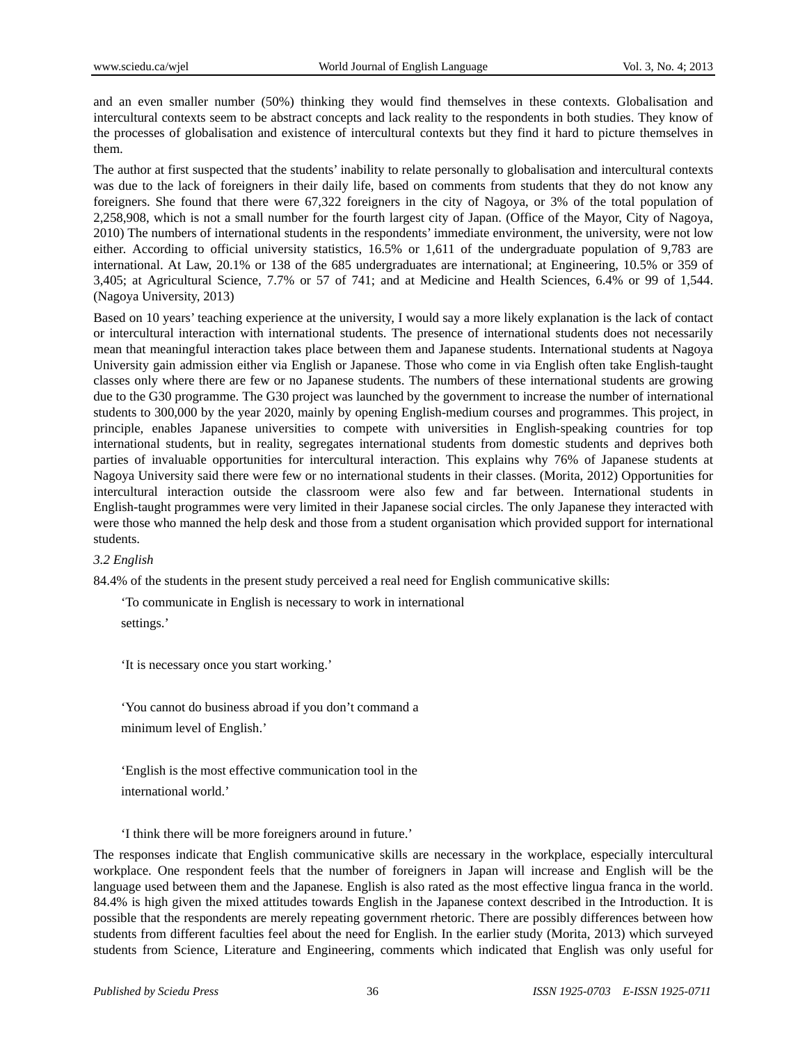and an even smaller number (50%) thinking they would find themselves in these contexts. Globalisation and intercultural contexts seem to be abstract concepts and lack reality to the respondents in both studies. They know of the processes of globalisation and existence of intercultural contexts but they find it hard to picture themselves in them.

The author at first suspected that the students' inability to relate personally to globalisation and intercultural contexts was due to the lack of foreigners in their daily life, based on comments from students that they do not know any foreigners. She found that there were 67,322 foreigners in the city of Nagoya, or 3% of the total population of 2,258,908, which is not a small number for the fourth largest city of Japan. (Office of the Mayor, City of Nagoya, 2010) The numbers of international students in the respondents' immediate environment, the university, were not low either. According to official university statistics, 16.5% or 1,611 of the undergraduate population of 9,783 are international. At Law, 20.1% or 138 of the 685 undergraduates are international; at Engineering, 10.5% or 359 of 3,405; at Agricultural Science, 7.7% or 57 of 741; and at Medicine and Health Sciences, 6.4% or 99 of 1,544. (Nagoya University, 2013)

Based on 10 years' teaching experience at the university, I would say a more likely explanation is the lack of contact or intercultural interaction with international students. The presence of international students does not necessarily mean that meaningful interaction takes place between them and Japanese students. International students at Nagoya University gain admission either via English or Japanese. Those who come in via English often take English-taught classes only where there are few or no Japanese students. The numbers of these international students are growing due to the G30 programme. The G30 project was launched by the government to increase the number of international students to 300,000 by the year 2020, mainly by opening English-medium courses and programmes. This project, in principle, enables Japanese universities to compete with universities in English-speaking countries for top international students, but in reality, segregates international students from domestic students and deprives both parties of invaluable opportunities for intercultural interaction. This explains why 76% of Japanese students at Nagoya University said there were few or no international students in their classes. (Morita, 2012) Opportunities for intercultural interaction outside the classroom were also few and far between. International students in English-taught programmes were very limited in their Japanese social circles. The only Japanese they interacted with were those who manned the help desk and those from a student organisation which provided support for international students.

*3.2 English*

84.4% of the students in the present study perceived a real need for English communicative skills:

> 'To communicate in English is necessary to work in international settings.'
>
> 'It is necessary once you start working.'
>
> 'You cannot do business abroad if you don't command a minimum level of English.'
>
> 'English is the most effective communication tool in the international world.'
>
> 'I think there will be more foreigners around in future.'

The responses indicate that English communicative skills are necessary in the workplace, especially intercultural workplace. One respondent feels that the number of foreigners in Japan will increase and English will be the language used between them and the Japanese. English is also rated as the most effective lingua franca in the world. 84.4% is high given the mixed attitudes towards English in the Japanese context described in the Introduction. It is possible that the respondents are merely repeating government rhetoric. There are possibly differences between how students from different faculties feel about the need for English. In the earlier study (Morita, 2013) which surveyed students from Science, Literature and Engineering, comments which indicated that English was only useful for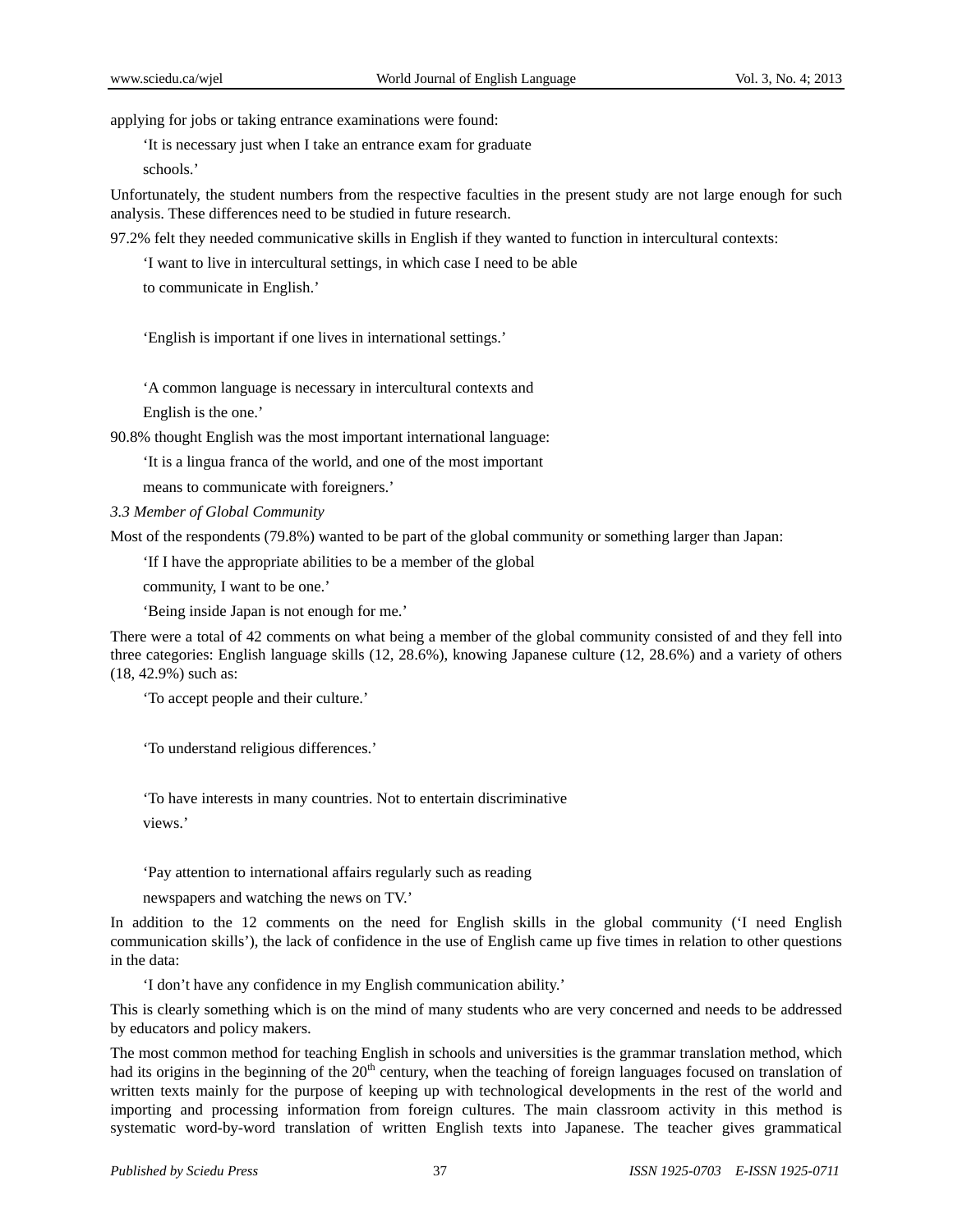applying for jobs or taking entrance examinations were found:

> 'It is necessary just when I take an entrance exam for graduate schools.'

Unfortunately, the student numbers from the respective faculties in the present study are not large enough for such analysis. These differences need to be studied in future research.

97.2% felt they needed communicative skills in English if they wanted to function in intercultural contexts:

> 'I want to live in intercultural settings, in which case I need to be able to communicate in English.'

> 'English is important if one lives in international settings.'

> 'A common language is necessary in intercultural contexts and English is the one.'

90.8% thought English was the most important international language:

> 'It is a lingua franca of the world, and one of the most important means to communicate with foreigners.'

*3.3 Member of Global Community*

Most of the respondents (79.8%) wanted to be part of the global community or something larger than Japan:

> 'If I have the appropriate abilities to be a member of the global community, I want to be one.'
>
> 'Being inside Japan is not enough for me.'

There were a total of 42 comments on what being a member of the global community consisted of and they fell into three categories: English language skills (12, 28.6%), knowing Japanese culture (12, 28.6%) and a variety of others (18, 42.9%) such as:

> 'To accept people and their culture.'

> 'To understand religious differences.'

> 'To have interests in many countries. Not to entertain discriminative views.'

> 'Pay attention to international affairs regularly such as reading newspapers and watching the news on TV.'

In addition to the 12 comments on the need for English skills in the global community ('I need English communication skills'), the lack of confidence in the use of English came up five times in relation to other questions in the data:

> 'I don't have any confidence in my English communication ability.'

This is clearly something which is on the mind of many students who are very concerned and needs to be addressed by educators and policy makers.

The most common method for teaching English in schools and universities is the grammar translation method, which had its origins in the beginning of the 20th century, when the teaching of foreign languages focused on translation of written texts mainly for the purpose of keeping up with technological developments in the rest of the world and importing and processing information from foreign cultures. The main classroom activity in this method is systematic word-by-word translation of written English texts into Japanese. The teacher gives grammatical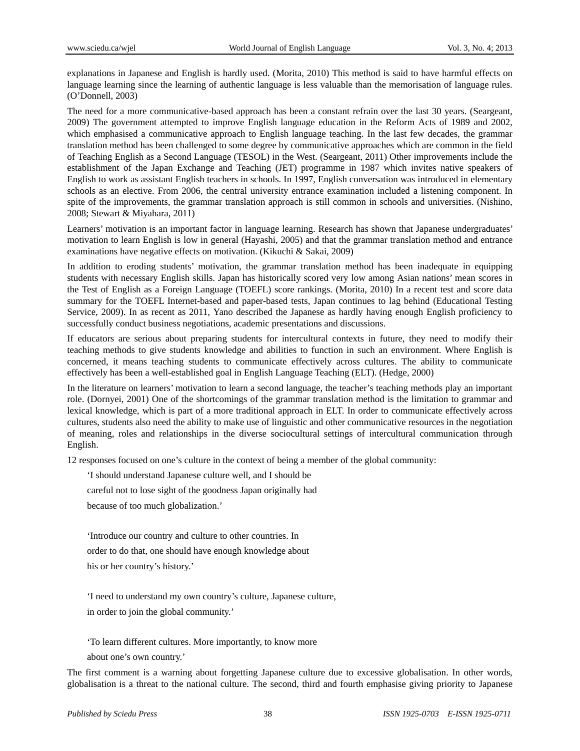explanations in Japanese and English is hardly used. (Morita, 2010) This method is said to have harmful effects on language learning since the learning of authentic language is less valuable than the memorisation of language rules. (O'Donnell, 2003)

The need for a more communicative-based approach has been a constant refrain over the last 30 years. (Seargeant, 2009) The government attempted to improve English language education in the Reform Acts of 1989 and 2002, which emphasised a communicative approach to English language teaching. In the last few decades, the grammar translation method has been challenged to some degree by communicative approaches which are common in the field of Teaching English as a Second Language (TESOL) in the West. (Seargeant, 2011) Other improvements include the establishment of the Japan Exchange and Teaching (JET) programme in 1987 which invites native speakers of English to work as assistant English teachers in schools. In 1997, English conversation was introduced in elementary schools as an elective. From 2006, the central university entrance examination included a listening component. In spite of the improvements, the grammar translation approach is still common in schools and universities. (Nishino, 2008; Stewart & Miyahara, 2011)

Learners' motivation is an important factor in language learning. Research has shown that Japanese undergraduates' motivation to learn English is low in general (Hayashi, 2005) and that the grammar translation method and entrance examinations have negative effects on motivation. (Kikuchi & Sakai, 2009)

In addition to eroding students' motivation, the grammar translation method has been inadequate in equipping students with necessary English skills. Japan has historically scored very low among Asian nations' mean scores in the Test of English as a Foreign Language (TOEFL) score rankings. (Morita, 2010) In a recent test and score data summary for the TOEFL Internet-based and paper-based tests, Japan continues to lag behind (Educational Testing Service, 2009). In as recent as 2011, Yano described the Japanese as hardly having enough English proficiency to successfully conduct business negotiations, academic presentations and discussions.

If educators are serious about preparing students for intercultural contexts in future, they need to modify their teaching methods to give students knowledge and abilities to function in such an environment. Where English is concerned, it means teaching students to communicate effectively across cultures. The ability to communicate effectively has been a well-established goal in English Language Teaching (ELT). (Hedge, 2000)

In the literature on learners' motivation to learn a second language, the teacher's teaching methods play an important role. (Dornyei, 2001) One of the shortcomings of the grammar translation method is the limitation to grammar and lexical knowledge, which is part of a more traditional approach in ELT. In order to communicate effectively across cultures, students also need the ability to make use of linguistic and other communicative resources in the negotiation of meaning, roles and relationships in the diverse sociocultural settings of intercultural communication through English.

12 responses focused on one's culture in the context of being a member of the global community:

> 'I should understand Japanese culture well, and I should be careful not to lose sight of the goodness Japan originally had because of too much globalization.'
>
> 'Introduce our country and culture to other countries. In order to do that, one should have enough knowledge about his or her country's history.'
>
> 'I need to understand my own country's culture, Japanese culture, in order to join the global community.'
>
> 'To learn different cultures. More importantly, to know more about one's own country.'

The first comment is a warning about forgetting Japanese culture due to excessive globalisation. In other words, globalisation is a threat to the national culture. The second, third and fourth emphasise giving priority to Japanese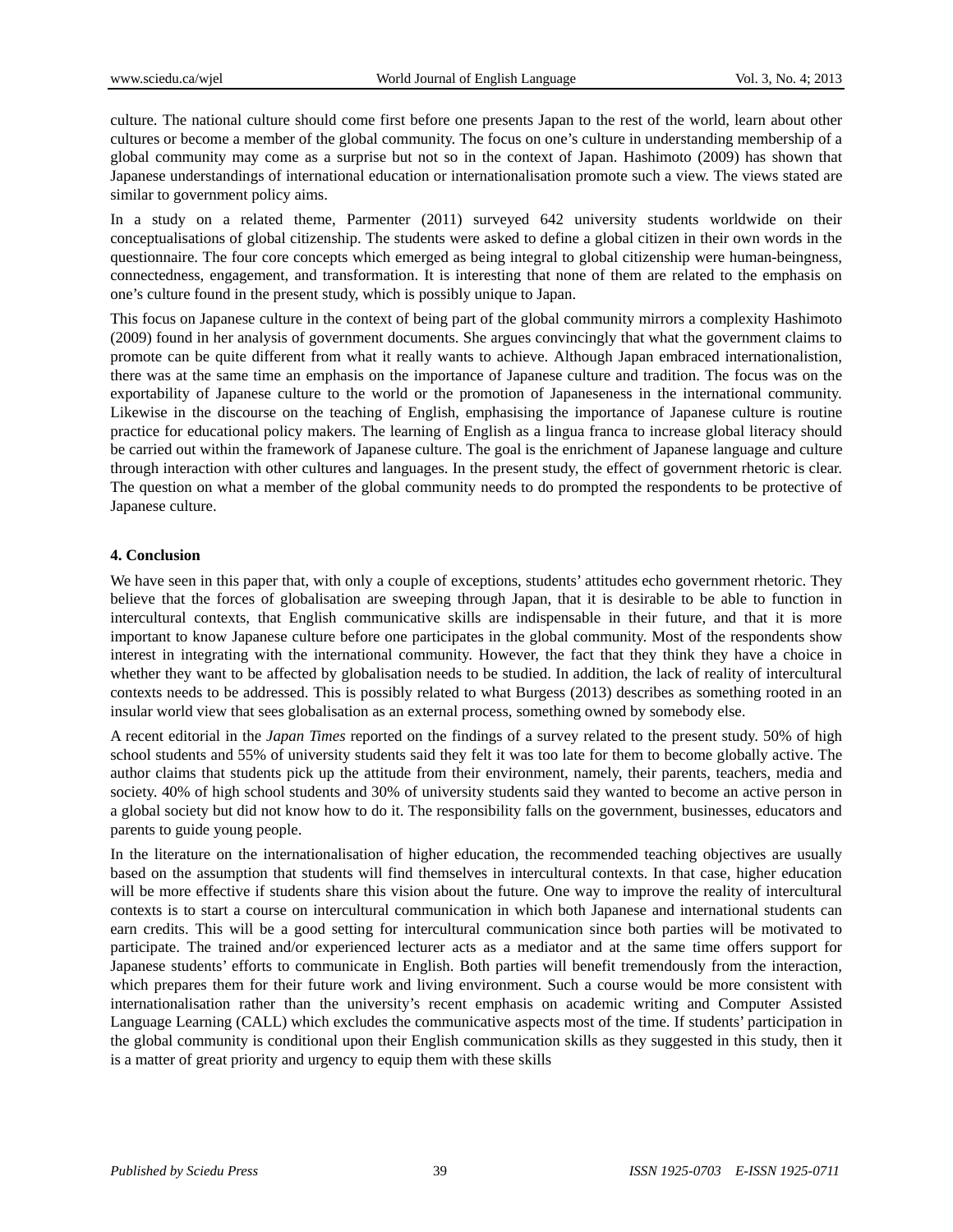culture. The national culture should come first before one presents Japan to the rest of the world, learn about other cultures or become a member of the global community. The focus on one's culture in understanding membership of a global community may come as a surprise but not so in the context of Japan. Hashimoto (2009) has shown that Japanese understandings of international education or internationalisation promote such a view. The views stated are similar to government policy aims.

In a study on a related theme, Parmenter (2011) surveyed 642 university students worldwide on their conceptualisations of global citizenship. The students were asked to define a global citizen in their own words in the questionnaire. The four core concepts which emerged as being integral to global citizenship were human-beingness, connectedness, engagement, and transformation. It is interesting that none of them are related to the emphasis on one's culture found in the present study, which is possibly unique to Japan.

This focus on Japanese culture in the context of being part of the global community mirrors a complexity Hashimoto (2009) found in her analysis of government documents. She argues convincingly that what the government claims to promote can be quite different from what it really wants to achieve. Although Japan embraced internationalistion, there was at the same time an emphasis on the importance of Japanese culture and tradition. The focus was on the exportability of Japanese culture to the world or the promotion of Japaneseness in the international community. Likewise in the discourse on the teaching of English, emphasising the importance of Japanese culture is routine practice for educational policy makers. The learning of English as a lingua franca to increase global literacy should be carried out within the framework of Japanese culture. The goal is the enrichment of Japanese language and culture through interaction with other cultures and languages. In the present study, the effect of government rhetoric is clear. The question on what a member of the global community needs to do prompted the respondents to be protective of Japanese culture.

## 4. Conclusion

We have seen in this paper that, with only a couple of exceptions, students' attitudes echo government rhetoric. They believe that the forces of globalisation are sweeping through Japan, that it is desirable to be able to function in intercultural contexts, that English communicative skills are indispensable in their future, and that it is more important to know Japanese culture before one participates in the global community. Most of the respondents show interest in integrating with the international community. However, the fact that they think they have a choice in whether they want to be affected by globalisation needs to be studied. In addition, the lack of reality of intercultural contexts needs to be addressed. This is possibly related to what Burgess (2013) describes as something rooted in an insular world view that sees globalisation as an external process, something owned by somebody else.

A recent editorial in the *Japan Times* reported on the findings of a survey related to the present study. 50% of high school students and 55% of university students said they felt it was too late for them to become globally active. The author claims that students pick up the attitude from their environment, namely, their parents, teachers, media and society. 40% of high school students and 30% of university students said they wanted to become an active person in a global society but did not know how to do it. The responsibility falls on the government, businesses, educators and parents to guide young people.

In the literature on the internationalisation of higher education, the recommended teaching objectives are usually based on the assumption that students will find themselves in intercultural contexts. In that case, higher education will be more effective if students share this vision about the future. One way to improve the reality of intercultural contexts is to start a course on intercultural communication in which both Japanese and international students can earn credits. This will be a good setting for intercultural communication since both parties will be motivated to participate. The trained and/or experienced lecturer acts as a mediator and at the same time offers support for Japanese students' efforts to communicate in English. Both parties will benefit tremendously from the interaction, which prepares them for their future work and living environment. Such a course would be more consistent with internationalisation rather than the university's recent emphasis on academic writing and Computer Assisted Language Learning (CALL) which excludes the communicative aspects most of the time. If students' participation in the global community is conditional upon their English communication skills as they suggested in this study, then it is a matter of great priority and urgency to equip them with these skills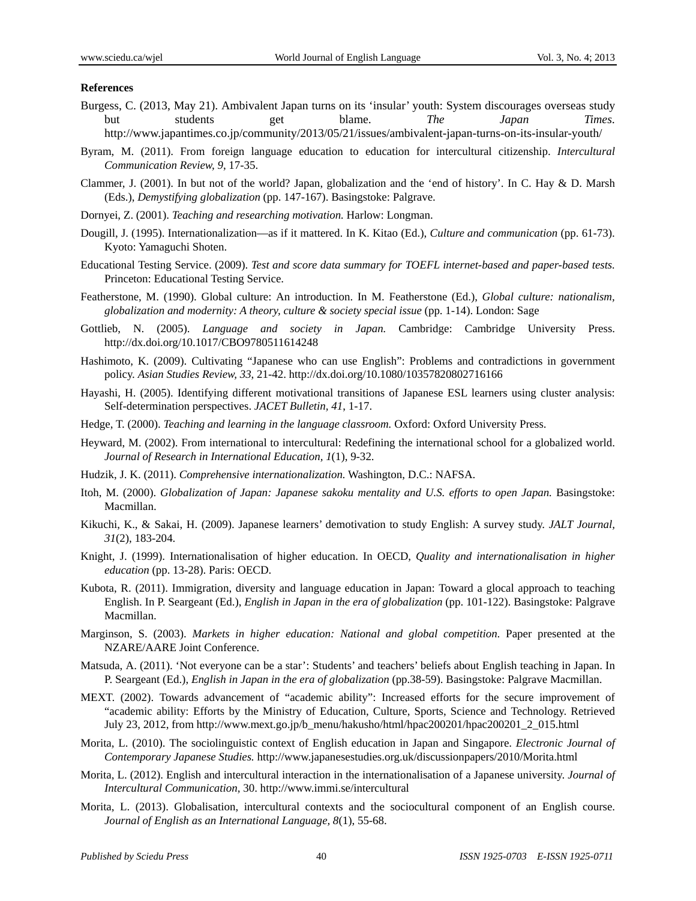**References**

Burgess, C. (2013, May 21). Ambivalent Japan turns on its ‘insular’ youth: System discourages overseas study but students get blame. *The Japan Times*. http://www.japantimes.co.jp/community/2013/05/21/issues/ambivalent-japan-turns-on-its-insular-youth/

Byram, M. (2011). From foreign language education to education for intercultural citizenship. *Intercultural Communication Review, 9*, 17-35.

Clammer, J. (2001). In but not of the world? Japan, globalization and the ‘end of history’. In C. Hay & D. Marsh (Eds.), *Demystifying globalization* (pp. 147-167). Basingstoke: Palgrave.

Dornyei, Z. (2001). *Teaching and researching motivation.* Harlow: Longman.

Dougill, J. (1995). Internationalization—as if it mattered. In K. Kitao (Ed.), *Culture and communication* (pp. 61-73). Kyoto: Yamaguchi Shoten.

Educational Testing Service. (2009). *Test and score data summary for TOEFL internet-based and paper-based tests.* Princeton: Educational Testing Service.

Featherstone, M. (1990). Global culture: An introduction. In M. Featherstone (Ed.), *Global culture: nationalism, globalization and modernity: A theory, culture & society special issue* (pp. 1-14). London: Sage

Gottlieb, N. (2005). *Language and society in Japan.* Cambridge: Cambridge University Press. http://dx.doi.org/10.1017/CBO9780511614248

Hashimoto, K. (2009). Cultivating “Japanese who can use English”: Problems and contradictions in government policy. *Asian Studies Review, 33*, 21-42. http://dx.doi.org/10.1080/10357820802716166

Hayashi, H. (2005). Identifying different motivational transitions of Japanese ESL learners using cluster analysis: Self-determination perspectives. *JACET Bulletin, 41*, 1-17.

Hedge, T. (2000). *Teaching and learning in the language classroom.* Oxford: Oxford University Press.

Heyward, M. (2002). From international to intercultural: Redefining the international school for a globalized world. *Journal of Research in International Education, 1*(1), 9-32.

Hudzik, J. K. (2011). *Comprehensive internationalization.* Washington, D.C.: NAFSA.

Itoh, M. (2000). *Globalization of Japan: Japanese sakoku mentality and U.S. efforts to open Japan.* Basingstoke: Macmillan.

Kikuchi, K., & Sakai, H. (2009). Japanese learners’ demotivation to study English: A survey study. *JALT Journal, 31*(2), 183-204.

Knight, J. (1999). Internationalisation of higher education. In OECD, *Quality and internationalisation in higher education* (pp. 13-28). Paris: OECD.

Kubota, R. (2011). Immigration, diversity and language education in Japan: Toward a glocal approach to teaching English. In P. Seargeant (Ed.), *English in Japan in the era of globalization* (pp. 101-122). Basingstoke: Palgrave Macmillan.

Marginson, S. (2003). *Markets in higher education: National and global competition.* Paper presented at the NZARE/AARE Joint Conference.

Matsuda, A. (2011). ‘Not everyone can be a star’: Students’ and teachers’ beliefs about English teaching in Japan. In P. Seargeant (Ed.), *English in Japan in the era of globalization* (pp.38-59). Basingstoke: Palgrave Macmillan.

MEXT. (2002). Towards advancement of “academic ability”: Increased efforts for the secure improvement of “academic ability: Efforts by the Ministry of Education, Culture, Sports, Science and Technology. Retrieved July 23, 2012, from http://www.mext.go.jp/b_menu/hakusho/html/hpac200201/hpac200201_2_015.html

Morita, L. (2010). The sociolinguistic context of English education in Japan and Singapore. *Electronic Journal of Contemporary Japanese Studies.* http://www.japanesestudies.org.uk/discussionpapers/2010/Morita.html

Morita, L. (2012). English and intercultural interaction in the internationalisation of a Japanese university. *Journal of Intercultural Communication,* 30. http://www.immi.se/intercultural

Morita, L. (2013). Globalisation, intercultural contexts and the sociocultural component of an English course. *Journal of English as an International Language, 8*(1), 55-68.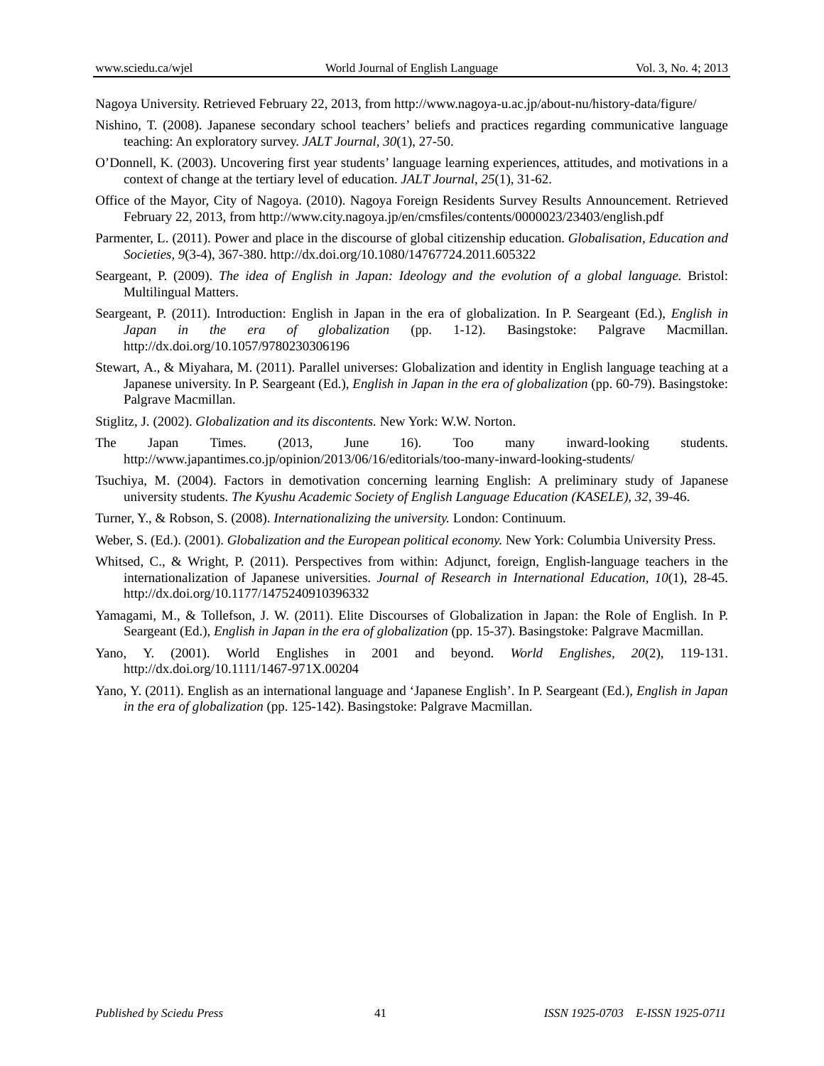Nagoya University. Retrieved February 22, 2013, from http://www.nagoya-u.ac.jp/about-nu/history-data/figure/

Nishino, T. (2008). Japanese secondary school teachers' beliefs and practices regarding communicative language teaching: An exploratory survey. *JALT Journal, 30*(1), 27-50.

O'Donnell, K. (2003). Uncovering first year students' language learning experiences, attitudes, and motivations in a context of change at the tertiary level of education. *JALT Journal, 25*(1), 31-62.

Office of the Mayor, City of Nagoya. (2010). Nagoya Foreign Residents Survey Results Announcement. Retrieved February 22, 2013, from http://www.city.nagoya.jp/en/cmsfiles/contents/0000023/23403/english.pdf

Parmenter, L. (2011). Power and place in the discourse of global citizenship education. *Globalisation, Education and Societies, 9*(3-4), 367-380. http://dx.doi.org/10.1080/14767724.2011.605322

Seargeant, P. (2009). *The idea of English in Japan: Ideology and the evolution of a global language.* Bristol: Multilingual Matters.

Seargeant, P. (2011). Introduction: English in Japan in the era of globalization. In P. Seargeant (Ed.), *English in Japan in the era of globalization* (pp. 1-12). Basingstoke: Palgrave Macmillan. http://dx.doi.org/10.1057/9780230306196

Stewart, A., & Miyahara, M. (2011). Parallel universes: Globalization and identity in English language teaching at a Japanese university. In P. Seargeant (Ed.), *English in Japan in the era of globalization* (pp. 60-79). Basingstoke: Palgrave Macmillan.

Stiglitz, J. (2002). *Globalization and its discontents.* New York: W.W. Norton.

The Japan Times. (2013, June 16). Too many inward-looking students. http://www.japantimes.co.jp/opinion/2013/06/16/editorials/too-many-inward-looking-students/

Tsuchiya, M. (2004). Factors in demotivation concerning learning English: A preliminary study of Japanese university students. *The Kyushu Academic Society of English Language Education (KASELE), 32*, 39-46.

Turner, Y., & Robson, S. (2008). *Internationalizing the university.* London: Continuum.

Weber, S. (Ed.). (2001). *Globalization and the European political economy.* New York: Columbia University Press.

Whitsed, C., & Wright, P. (2011). Perspectives from within: Adjunct, foreign, English-language teachers in the internationalization of Japanese universities. *Journal of Research in International Education, 10*(1), 28-45. http://dx.doi.org/10.1177/1475240910396332

Yamagami, M., & Tollefson, J. W. (2011). Elite Discourses of Globalization in Japan: the Role of English. In P. Seargeant (Ed.), *English in Japan in the era of globalization* (pp. 15-37). Basingstoke: Palgrave Macmillan.

Yano, Y. (2001). World Englishes in 2001 and beyond. *World Englishes, 20*(2), 119-131. http://dx.doi.org/10.1111/1467-971X.00204

Yano, Y. (2011). English as an international language and 'Japanese English'. In P. Seargeant (Ed.), *English in Japan in the era of globalization* (pp. 125-142). Basingstoke: Palgrave Macmillan.